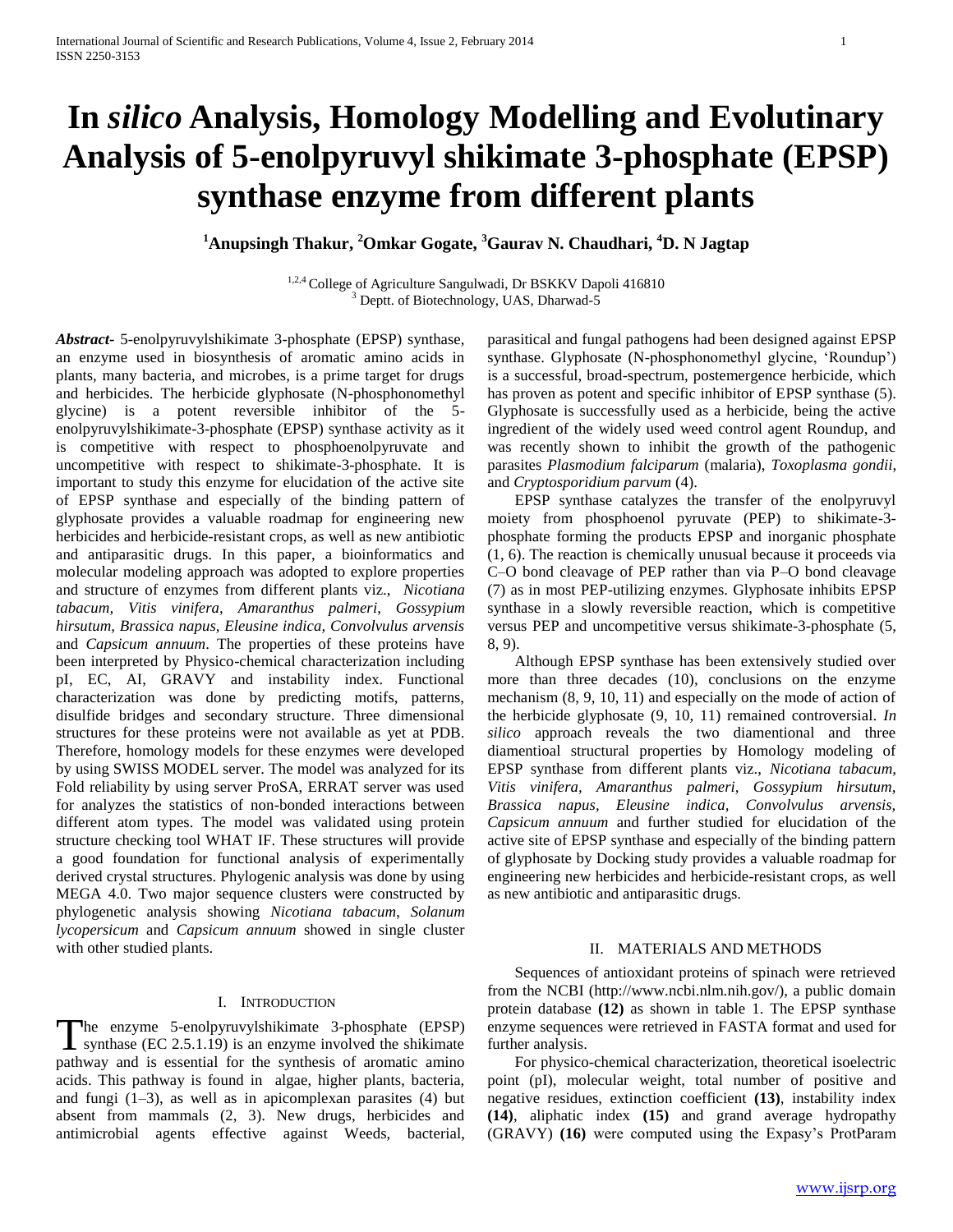# In *silico* Analysis, Homology Modelling and Evolutinary Analysis of 5-enolpyruvyl shikimate 3-phosphate (EPSP) synthase enzyme from different plants

**[1]Anupsingh Thakur, [2]Omkar Gogate, [3]Gaurav N. Chaudhari, [4]D. N Jagtap**

[1,2,4] College of Agriculture Sangulwadi, Dr BSKKV Dapoli 416810
[3] Deptt. of Biotechnology, UAS, Dharwad-5

***Abstract***- 5-enolpyruvylshikimate 3-phosphate (EPSP) synthase, an enzyme used in biosynthesis of aromatic amino acids in plants, many bacteria, and microbes, is a prime target for drugs and herbicides. The herbicide glyphosate (N-phosphonomethyl glycine) is a potent reversible inhibitor of the 5-enolpyruvylshikimate-3-phosphate (EPSP) synthase activity as it is competitive with respect to phosphoenolpyruvate and uncompetitive with respect to shikimate-3-phosphate. It is important to study this enzyme for elucidation of the active site of EPSP synthase and especially of the binding pattern of glyphosate provides a valuable roadmap for engineering new herbicides and herbicide-resistant crops, as well as new antibiotic and antiparasitic drugs. In this paper, a bioinformatics and molecular modeling approach was adopted to explore properties and structure of enzymes from different plants viz., *Nicotiana tabacum, Vitis vinifera, Amaranthus palmeri, Gossypium hirsutum, Brassica napus, Eleusine indica, Convolvulus arvensis* and *Capsicum annuum*. The properties of these proteins have been interpreted by Physico-chemical characterization including pI, EC, AI, GRAVY and instability index. Functional characterization was done by predicting motifs, patterns, disulfide bridges and secondary structure. Three dimensional structures for these proteins were not available as yet at PDB. Therefore, homology models for these enzymes were developed by using SWISS MODEL server. The model was analyzed for its Fold reliability by using server ProSA, ERRAT server was used for analyzes the statistics of non-bonded interactions between different atom types. The model was validated using protein structure checking tool WHAT IF. These structures will provide a good foundation for functional analysis of experimentally derived crystal structures. Phylogenic analysis was done by using MEGA 4.0. Two major sequence clusters were constructed by phylogenetic analysis showing *Nicotiana tabacum*, *Solanum lycopersicum* and *Capsicum annuum* showed in single cluster with other studied plants.

## I. Introduction

The enzyme 5-enolpyruvylshikimate 3-phosphate (EPSP) synthase (EC 2.5.1.19) is an enzyme involved the shikimate pathway and is essential for the synthesis of aromatic amino acids. This pathway is found in algae, higher plants, bacteria, and fungi (1–3), as well as in apicomplexan parasites (4) but absent from mammals (2, 3). New drugs, herbicides and antimicrobial agents effective against Weeds, bacterial, parasitical and fungal pathogens had been designed against EPSP synthase. Glyphosate (N-phosphonomethyl glycine, 'Roundup') is a successful, broad-spectrum, postemergence herbicide, which has proven as potent and specific inhibitor of EPSP synthase (5). Glyphosate is successfully used as a herbicide, being the active ingredient of the widely used weed control agent Roundup, and was recently shown to inhibit the growth of the pathogenic parasites *Plasmodium falciparum* (malaria), *Toxoplasma gondii*, and *Cryptosporidium parvum* (4).

EPSP synthase catalyzes the transfer of the enolpyruvyl moiety from phosphoenol pyruvate (PEP) to shikimate-3-phosphate forming the products EPSP and inorganic phosphate (1, 6). The reaction is chemically unusual because it proceeds via C–O bond cleavage of PEP rather than via P–O bond cleavage (7) as in most PEP-utilizing enzymes. Glyphosate inhibits EPSP synthase in a slowly reversible reaction, which is competitive versus PEP and uncompetitive versus shikimate-3-phosphate (5, 8, 9).

Although EPSP synthase has been extensively studied over more than three decades (10), conclusions on the enzyme mechanism (8, 9, 10, 11) and especially on the mode of action of the herbicide glyphosate (9, 10, 11) remained controversial. *In silico* approach reveals the two diamentional and three diamentioal structural properties by Homology modeling of EPSP synthase from different plants viz., *Nicotiana tabacum, Vitis vinifera, Amaranthus palmeri, Gossypium hirsutum, Brassica napus, Eleusine indica, Convolvulus arvensis, Capsicum annuum* and further studied for elucidation of the active site of EPSP synthase and especially of the binding pattern of glyphosate by Docking study provides a valuable roadmap for engineering new herbicides and herbicide-resistant crops, as well as new antibiotic and antiparasitic drugs.

## II. Materials and Methods

Sequences of antioxidant proteins of spinach were retrieved from the NCBI (http://www.ncbi.nlm.nih.gov/), a public domain protein database **(12)** as shown in table 1. The EPSP synthase enzyme sequences were retrieved in FASTA format and used for further analysis.

For physico-chemical characterization, theoretical isoelectric point (pI), molecular weight, total number of positive and negative residues, extinction coefficient **(13)**, instability index **(14)**, aliphatic index **(15)** and grand average hydropathy (GRAVY) **(16)** were computed using the Expasy's ProtParam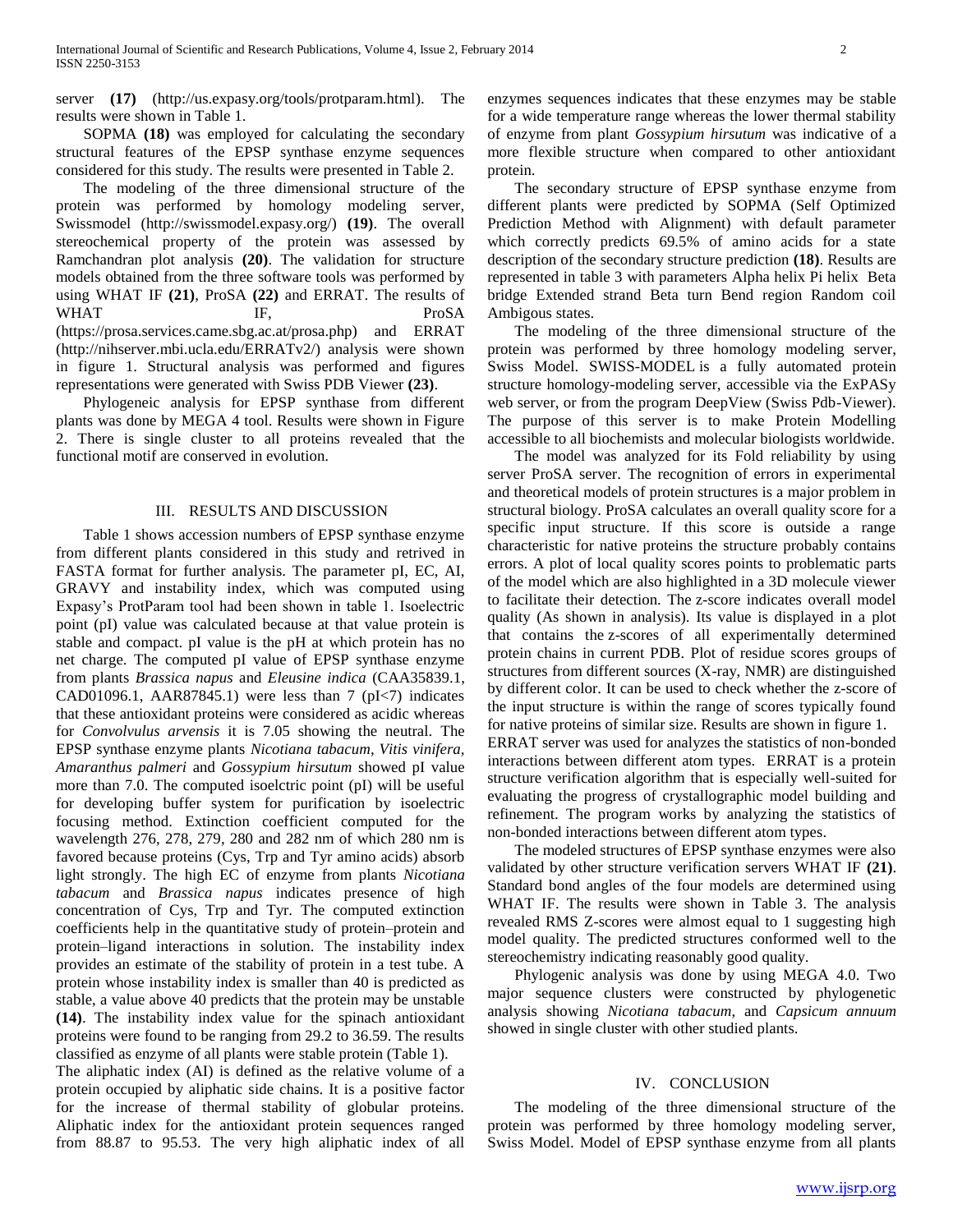server **(17)** (http://us.expasy.org/tools/protparam.html). The results were shown in Table 1.

SOPMA **(18)** was employed for calculating the secondary structural features of the EPSP synthase enzyme sequences considered for this study. The results were presented in Table 2.

The modeling of the three dimensional structure of the protein was performed by homology modeling server, Swissmodel (http://swissmodel.expasy.org/) **(19)**. The overall stereochemical property of the protein was assessed by Ramchandran plot analysis **(20)**. The validation for structure models obtained from the three software tools was performed by using WHAT IF **(21)**, ProSA **(22)** and ERRAT. The results of WHAT IF, ProSA (https://prosa.services.came.sbg.ac.at/prosa.php) and ERRAT (http://nihserver.mbi.ucla.edu/ERRATv2/) analysis were shown in figure 1. Structural analysis was performed and figures representations were generated with Swiss PDB Viewer **(23)**.

Phylogeneic analysis for EPSP synthase from different plants was done by MEGA 4 tool. Results were shown in Figure 2. There is single cluster to all proteins revealed that the functional motif are conserved in evolution.

## III. RESULTS AND DISCUSSION

Table 1 shows accession numbers of EPSP synthase enzyme from different plants considered in this study and retrived in FASTA format for further analysis. The parameter pI, EC, AI, GRAVY and instability index, which was computed using Expasy's ProtParam tool had been shown in table 1. Isoelectric point (pI) value was calculated because at that value protein is stable and compact. pI value is the pH at which protein has no net charge. The computed pI value of EPSP synthase enzyme from plants *Brassica napus* and *Eleusine indica* (CAA35839.1, CAD01096.1, AAR87845.1) were less than 7 (pI<7) indicates that these antioxidant proteins were considered as acidic whereas for *Convolvulus arvensis* it is 7.05 showing the neutral. The EPSP synthase enzyme plants *Nicotiana tabacum, Vitis vinifera, Amaranthus palmeri* and *Gossypium hirsutum* showed pI value more than 7.0. The computed isoelctric point (pI) will be useful for developing buffer system for purification by isoelectric focusing method. Extinction coefficient computed for the wavelength 276, 278, 279, 280 and 282 nm of which 280 nm is favored because proteins (Cys, Trp and Tyr amino acids) absorb light strongly. The high EC of enzyme from plants *Nicotiana tabacum* and *Brassica napus* indicates presence of high concentration of Cys, Trp and Tyr. The computed extinction coefficients help in the quantitative study of protein–protein and protein–ligand interactions in solution. The instability index provides an estimate of the stability of protein in a test tube. A protein whose instability index is smaller than 40 is predicted as stable, a value above 40 predicts that the protein may be unstable **(14)**. The instability index value for the spinach antioxidant proteins were found to be ranging from 29.2 to 36.59. The results classified as enzyme of all plants were stable protein (Table 1).

The aliphatic index (AI) is defined as the relative volume of a protein occupied by aliphatic side chains. It is a positive factor for the increase of thermal stability of globular proteins. Aliphatic index for the antioxidant protein sequences ranged from 88.87 to 95.53. The very high aliphatic index of all enzymes sequences indicates that these enzymes may be stable for a wide temperature range whereas the lower thermal stability of enzyme from plant *Gossypium hirsutum* was indicative of a more flexible structure when compared to other antioxidant protein.

The secondary structure of EPSP synthase enzyme from different plants were predicted by SOPMA (Self Optimized Prediction Method with Alignment) with default parameter which correctly predicts 69.5% of amino acids for a state description of the secondary structure prediction **(18)**. Results are represented in table 3 with parameters Alpha helix Pi helix Beta bridge Extended strand Beta turn Bend region Random coil Ambigous states.

The modeling of the three dimensional structure of the protein was performed by three homology modeling server, Swiss Model. SWISS-MODEL is a fully automated protein structure homology-modeling server, accessible via the ExPASy web server, or from the program DeepView (Swiss Pdb-Viewer). The purpose of this server is to make Protein Modelling accessible to all biochemists and molecular biologists worldwide.

The model was analyzed for its Fold reliability by using server ProSA server. The recognition of errors in experimental and theoretical models of protein structures is a major problem in structural biology. ProSA calculates an overall quality score for a specific input structure. If this score is outside a range characteristic for native proteins the structure probably contains errors. A plot of local quality scores points to problematic parts of the model which are also highlighted in a 3D molecule viewer to facilitate their detection. The z-score indicates overall model quality (As shown in analysis). Its value is displayed in a plot that contains the z-scores of all experimentally determined protein chains in current PDB. Plot of residue scores groups of structures from different sources (X-ray, NMR) are distinguished by different color. It can be used to check whether the z-score of the input structure is within the range of scores typically found for native proteins of similar size. Results are shown in figure 1.

ERRAT server was used for analyzes the statistics of non-bonded interactions between different atom types. ERRAT is a protein structure verification algorithm that is especially well-suited for evaluating the progress of crystallographic model building and refinement. The program works by analyzing the statistics of non-bonded interactions between different atom types.

The modeled structures of EPSP synthase enzymes were also validated by other structure verification servers WHAT IF **(21)**. Standard bond angles of the four models are determined using WHAT IF. The results were shown in Table 3. The analysis revealed RMS Z-scores were almost equal to 1 suggesting high model quality. The predicted structures conformed well to the stereochemistry indicating reasonably good quality.

Phylogenic analysis was done by using MEGA 4.0. Two major sequence clusters were constructed by phylogenetic analysis showing *Nicotiana tabacum,* and *Capsicum annuum* showed in single cluster with other studied plants.

## IV. CONCLUSION

The modeling of the three dimensional structure of the protein was performed by three homology modeling server, Swiss Model. Model of EPSP synthase enzyme from all plants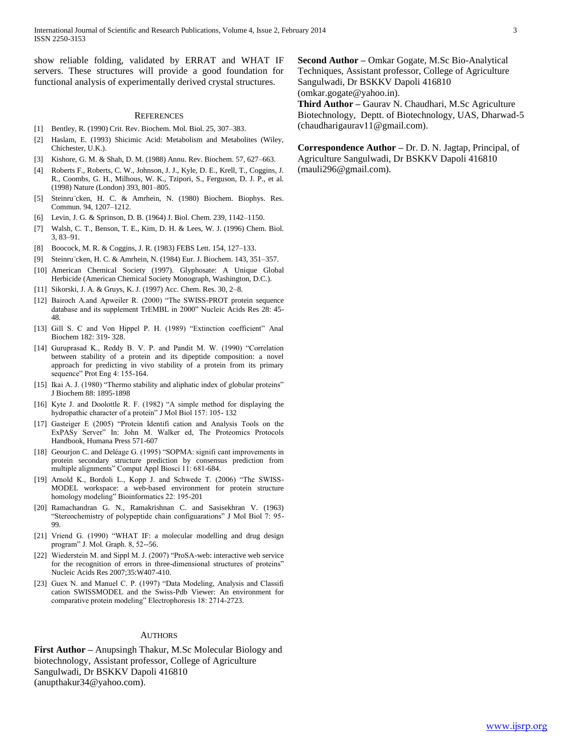show reliable folding, validated by ERRAT and WHAT IF servers. These structures will provide a good foundation for functional analysis of experimentally derived crystal structures.

## REFERENCES

[1] Bentley, R. (1990) Crit. Rev. Biochem. Mol. Biol. 25, 307–383.

[2] Haslam, E. (1993) Shicimic Acid: Metabolism and Metabolites (Wiley, Chichester, U.K.).

[3] Kishore, G. M. & Shah, D. M. (1988) Annu. Rev. Biochem. 57, 627–663.

[4] Roberts F., Roberts, C. W., Johnson, J. J., Kyle, D. E., Krell, T., Coggins, J. R., Coombs, G. H., Milhous, W. K., Tzipori, S., Ferguson, D. J. P., et al. (1998) Nature (London) 393, 801–805.

[5] Steinru¨cken, H. C. & Amrhein, N. (1980) Biochem. Biophys. Res. Commun. 94, 1207–1212.

[6] Levin, J. G. & Sprinson, D. B. (1964) J. Biol. Chem. 239, 1142–1150.

[7] Walsh, C. T., Benson, T. E., Kim, D. H. & Lees, W. J. (1996) Chem. Biol. 3, 83–91.

[8] Boocock, M. R. & Coggins, J. R. (1983) FEBS Lett. 154, 127–133.

[9] Steinru¨cken, H. C. & Amrhein, N. (1984) Eur. J. Biochem. 143, 351–357.

[10] American Chemical Society (1997). Glyphosate: A Unique Global Herbicide (American Chemical Society Monograph, Washington, D.C.).

[11] Sikorski, J. A. & Gruys, K. J. (1997) Acc. Chem. Res. 30, 2–8.

[12] Bairoch A.and Apweiler R. (2000) "The SWISS-PROT protein sequence database and its supplement TrEMBL in 2000" Nucleic Acids Res 28: 45-48.

[13] Gill S. C and Von Hippel P. H. (1989) "Extinction coefficient" Anal Biochem 182: 319- 328.

[14] Guruprasad K., Reddy B. V. P. and Pandit M. W. (1990) "Correlation between stability of a protein and its dipeptide composition: a novel approach for predicting in vivo stability of a protein from its primary sequence" Prot Eng 4: 155-164.

[15] Ikai A. J. (1980) "Thermo stability and aliphatic index of globular proteins" J Biochem 88: 1895-1898

[16] Kyte J. and Doolottle R. F. (1982) "A simple method for displaying the hydropathic character of a protein" J Mol Biol 157: 105- 132

[17] Gasteiger E (2005) "Protein Identifi cation and Analysis Tools on the ExPASy Server" In: John M. Walker ed, The Proteomics Protocols Handbook, Humana Press 571-607

[18] Geourjon C. and Deléage G. (1995) "SOPMA: signifi cant improvements in protein secondary structure prediction by consensus prediction from multiple alignments" Comput Appl Biosci 11: 681-684.

[19] Arnold K., Bordoli L., Kopp J. and Schwede T. (2006) "The SWISS-MODEL workspace: a web-based environment for protein structure homology modeling" Bioinformatics 22: 195-201

[20] Ramachandran G. N., Ramakrishnan C. and Sasisekhran V. (1963) "Stereochemistry of polypeptide chain configuarations" J Mol Biol 7: 95-99.

[21] Vriend G. (1990) "WHAT IF: a molecular modelling and drug design program" J. Mol. Graph. 8, 52--56.

[22] Wiederstein M. and Sippl M. J. (2007) "ProSA-web: interactive web service for the recognition of errors in three-dimensional structures of proteins" Nucleic Acids Res 2007;35:W407-410.

[23] Guex N. and Manuel C. P. (1997) "Data Modeling, Analysis and Classifi cation SWISSMODEL and the Swiss-Pdb Viewer: An environment for comparative protein modeling" Electrophoresis 18: 2714-2723.

## AUTHORS

**First Author –** Anupsingh Thakur, M.Sc Molecular Biology and biotechnology, Assistant professor, College of Agriculture Sangulwadi, Dr BSKKV Dapoli 416810 (anupthakur34@yahoo.com).

**Second Author –** Omkar Gogate, M.Sc Bio-Analytical Techniques, Assistant professor, College of Agriculture Sangulwadi, Dr BSKKV Dapoli 416810 (omkar.gogate@yahoo.in).

**Third Author –** Gaurav N. Chaudhari, M.Sc Agriculture Biotechnology, Deptt. of Biotechnology, UAS, Dharwad-5 (chaudharigaurav11@gmail.com).

**Correspondence Author –** Dr. D. N. Jagtap, Principal, of Agriculture Sangulwadi, Dr BSKKV Dapoli 416810 (mauli296@gmail.com).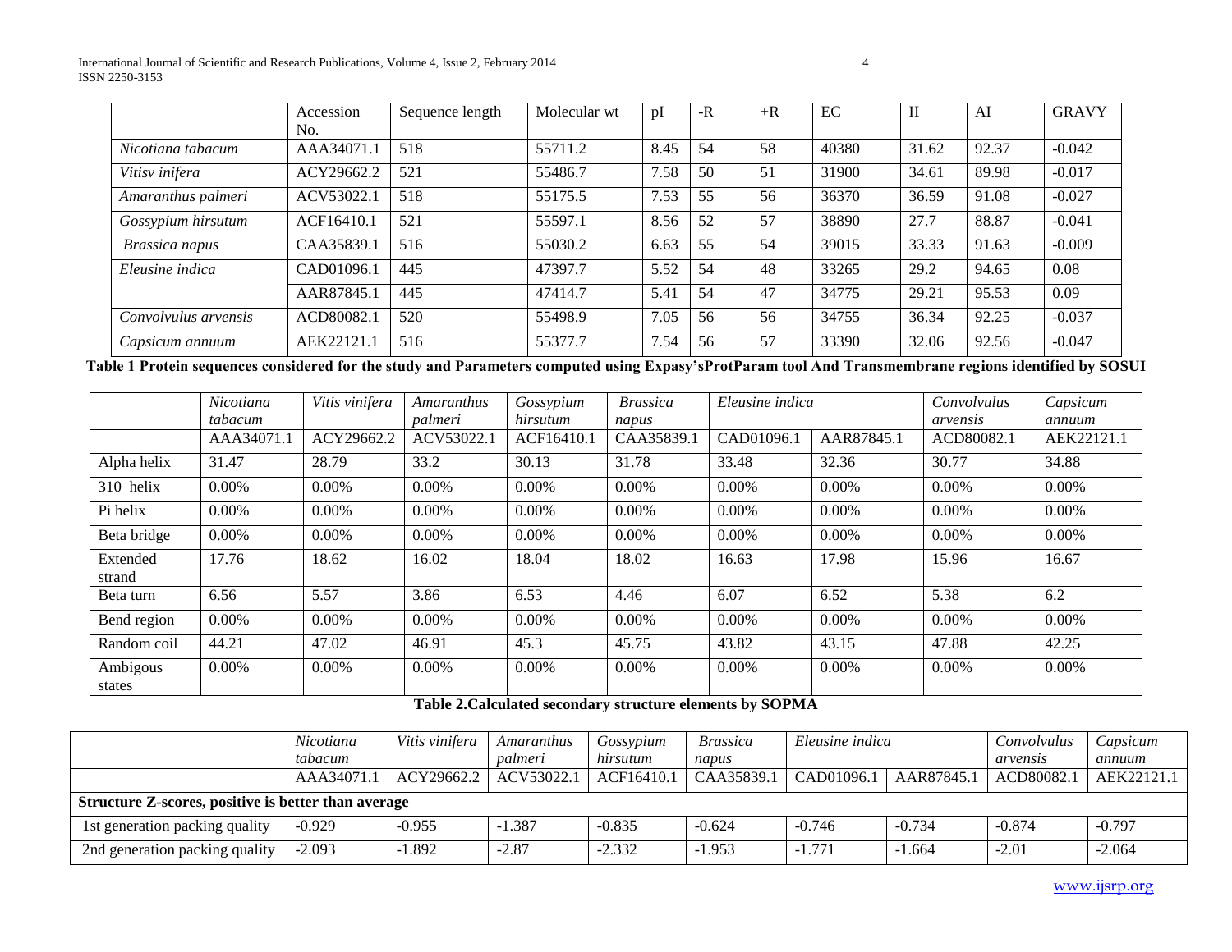| | Accession No. | Sequence length | Molecular wt | pI | -R | +R | EC | II | AI | GRAVY |
|---|---|---|---|---|---|---|---|---|---|---|
| *Nicotiana tabacum* | AAA34071.1 | 518 | 55711.2 | 8.45 | 54 | 58 | 40380 | 31.62 | 92.37 | -0.042 |
| *Vitisv inifera* | ACY29662.2 | 521 | 55486.7 | 7.58 | 50 | 51 | 31900 | 34.61 | 89.98 | -0.017 |
| *Amaranthus palmeri* | ACV53022.1 | 518 | 55175.5 | 7.53 | 55 | 56 | 36370 | 36.59 | 91.08 | -0.027 |
| *Gossypium hirsutum* | ACF16410.1 | 521 | 55597.1 | 8.56 | 52 | 57 | 38890 | 27.7 | 88.87 | -0.041 |
| *Brassica napus* | CAA35839.1 | 516 | 55030.2 | 6.63 | 55 | 54 | 39015 | 33.33 | 91.63 | -0.009 |
| *Eleusine indica* | CAD01096.1 | 445 | 47397.7 | 5.52 | 54 | 48 | 33265 | 29.2 | 94.65 | 0.08 |
| | AAR87845.1 | 445 | 47414.7 | 5.41 | 54 | 47 | 34775 | 29.21 | 95.53 | 0.09 |
| *Convolvulus arvensis* | ACD80082.1 | 520 | 55498.9 | 7.05 | 56 | 56 | 34755 | 36.34 | 92.25 | -0.037 |
| *Capsicum annuum* | AEK22121.1 | 516 | 55377.7 | 7.54 | 56 | 57 | 33390 | 32.06 | 92.56 | -0.047 |

**Table 1 Protein sequences considered for the study and Parameters computed using Expasy'sProtParam tool And Transmembrane regions identified by SOSUI**

| | *Nicotiana tabacum* | *Vitis vinifera* | *Amaranthus palmeri* | *Gossypium hirsutum* | *Brassica napus* | *Eleusine indica* | | *Convolvulus arvensis* | *Capsicum annuum* |
|---|---|---|---|---|---|---|---|---|---|
| | AAA34071.1 | ACY29662.2 | ACV53022.1 | ACF16410.1 | CAA35839.1 | CAD01096.1 | AAR87845.1 | ACD80082.1 | AEK22121.1 |
| Alpha helix | 31.47 | 28.79 | 33.2 | 30.13 | 31.78 | 33.48 | 32.36 | 30.77 | 34.88 |
| 310 helix | 0.00% | 0.00% | 0.00% | 0.00% | 0.00% | 0.00% | 0.00% | 0.00% | 0.00% |
| Pi helix | 0.00% | 0.00% | 0.00% | 0.00% | 0.00% | 0.00% | 0.00% | 0.00% | 0.00% |
| Beta bridge | 0.00% | 0.00% | 0.00% | 0.00% | 0.00% | 0.00% | 0.00% | 0.00% | 0.00% |
| Extended strand | 17.76 | 18.62 | 16.02 | 18.04 | 18.02 | 16.63 | 17.98 | 15.96 | 16.67 |
| Beta turn | 6.56 | 5.57 | 3.86 | 6.53 | 4.46 | 6.07 | 6.52 | 5.38 | 6.2 |
| Bend region | 0.00% | 0.00% | 0.00% | 0.00% | 0.00% | 0.00% | 0.00% | 0.00% | 0.00% |
| Random coil | 44.21 | 47.02 | 46.91 | 45.3 | 45.75 | 43.82 | 43.15 | 47.88 | 42.25 |
| Ambigous states | 0.00% | 0.00% | 0.00% | 0.00% | 0.00% | 0.00% | 0.00% | 0.00% | 0.00% |

**Table 2.Calculated secondary structure elements by SOPMA**

| | *Nicotiana tabacum* | *Vitis vinifera* | *Amaranthus palmeri* | *Gossypium hirsutum* | *Brassica napus* | *Eleusine indica* | | *Convolvulus arvensis* | *Capsicum annuum* |
|---|---|---|---|---|---|---|---|---|---|
| | AAA34071.1 | ACY29662.2 | ACV53022.1 | ACF16410.1 | CAA35839.1 | CAD01096.1 | AAR87845.1 | ACD80082.1 | AEK22121.1 |
| **Structure Z-scores, positive is better than average** | | | | | | | | | |
| 1st generation packing quality | -0.929 | -0.955 | -1.387 | -0.835 | -0.624 | -0.746 | -0.734 | -0.874 | -0.797 |
| 2nd generation packing quality | -2.093 | -1.892 | -2.87 | -2.332 | -1.953 | -1.771 | -1.664 | -2.01 | -2.064 |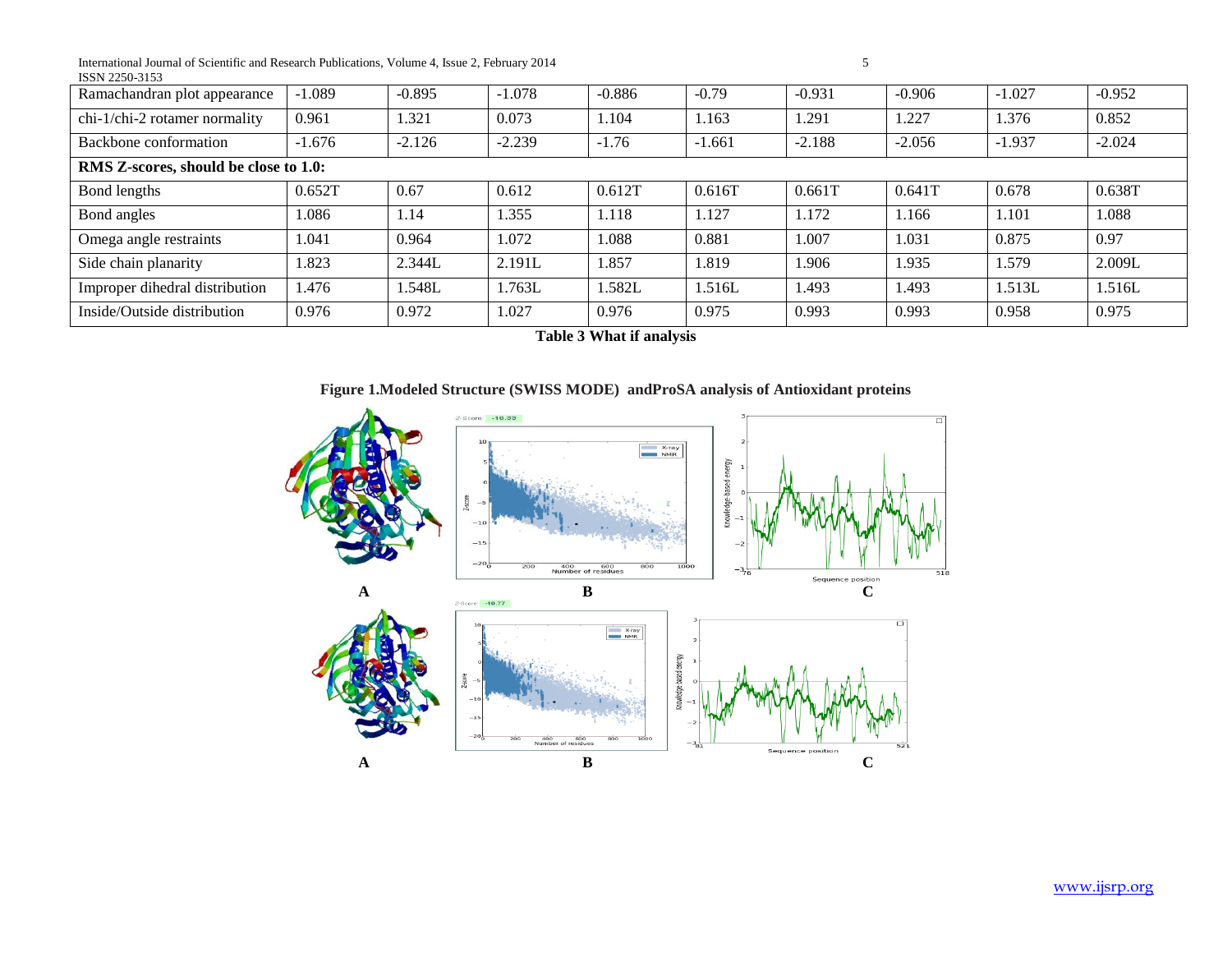| Ramachandran plot appearance | -1.089 | -0.895 | -1.078 | -0.886 | -0.79 | -0.931 | -0.906 | -1.027 | -0.952 |
|---|---|---|---|---|---|---|---|---|---|
| chi-1/chi-2 rotamer normality | 0.961 | 1.321 | 0.073 | 1.104 | 1.163 | 1.291 | 1.227 | 1.376 | 0.852 |
| Backbone conformation | -1.676 | -2.126 | -2.239 | -1.76 | -1.661 | -2.188 | -2.056 | -1.937 | -2.024 |
| **RMS Z-scores, should be close to 1.0:** | | | | | | | | | |
| Bond lengths | 0.652T | 0.67 | 0.612 | 0.612T | 0.616T | 0.661T | 0.641T | 0.678 | 0.638T |
| Bond angles | 1.086 | 1.14 | 1.355 | 1.118 | 1.127 | 1.172 | 1.166 | 1.101 | 1.088 |
| Omega angle restraints | 1.041 | 0.964 | 1.072 | 1.088 | 0.881 | 1.007 | 1.031 | 0.875 | 0.97 |
| Side chain planarity | 1.823 | 2.344L | 2.191L | 1.857 | 1.819 | 1.906 | 1.935 | 1.579 | 2.009L |
| Improper dihedral distribution | 1.476 | 1.548L | 1.763L | 1.582L | 1.516L | 1.493 | 1.493 | 1.513L | 1.516L |
| Inside/Outside distribution | 0.976 | 0.972 | 1.027 | 0.976 | 0.975 | 0.993 | 0.993 | 0.958 | 0.975 |

**Table 3 What if analysis**

**Figure 1.Modeled Structure (SWISS MODE) andProSA analysis of Antioxidant proteins**

A B C

A B C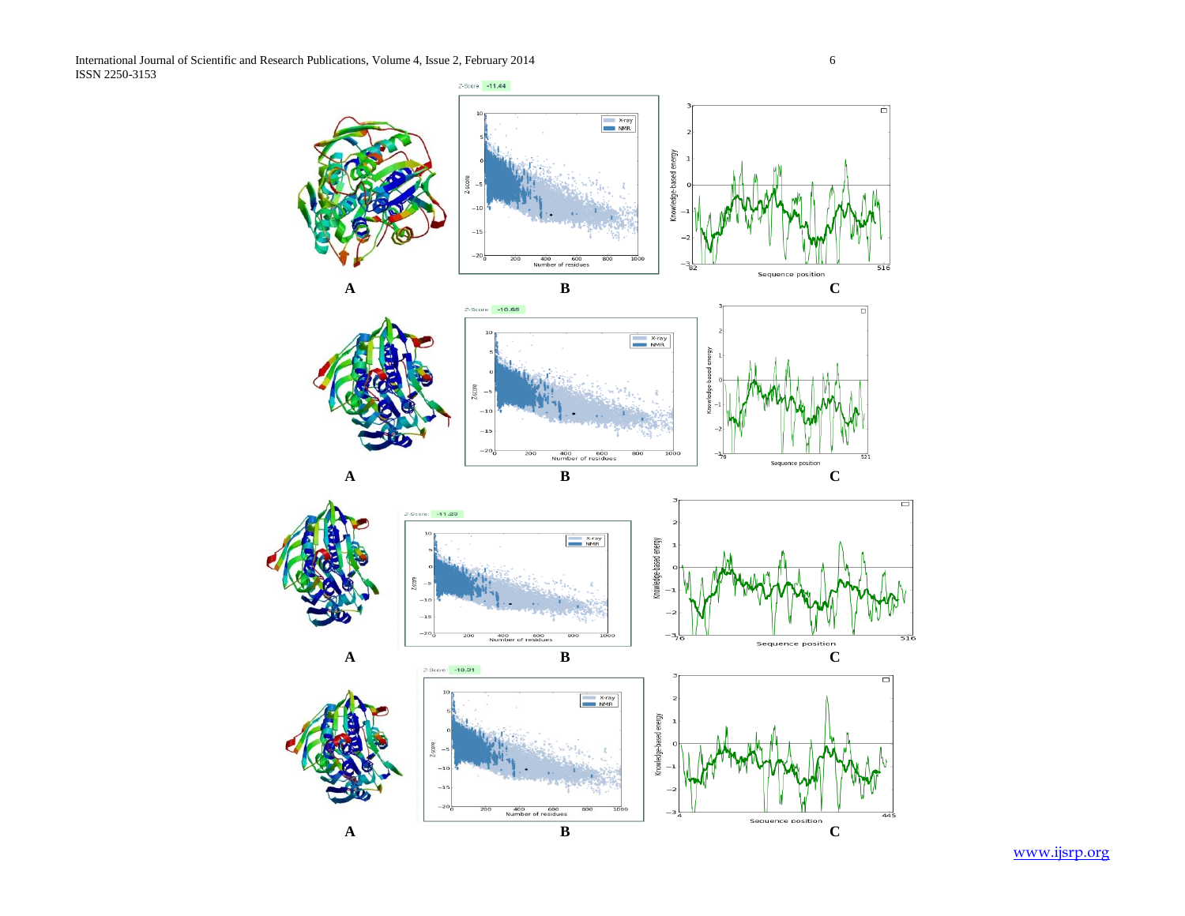**A** **B** **C**

**A** **B** **C**

**A** **B** **C**

**A** **B** **C**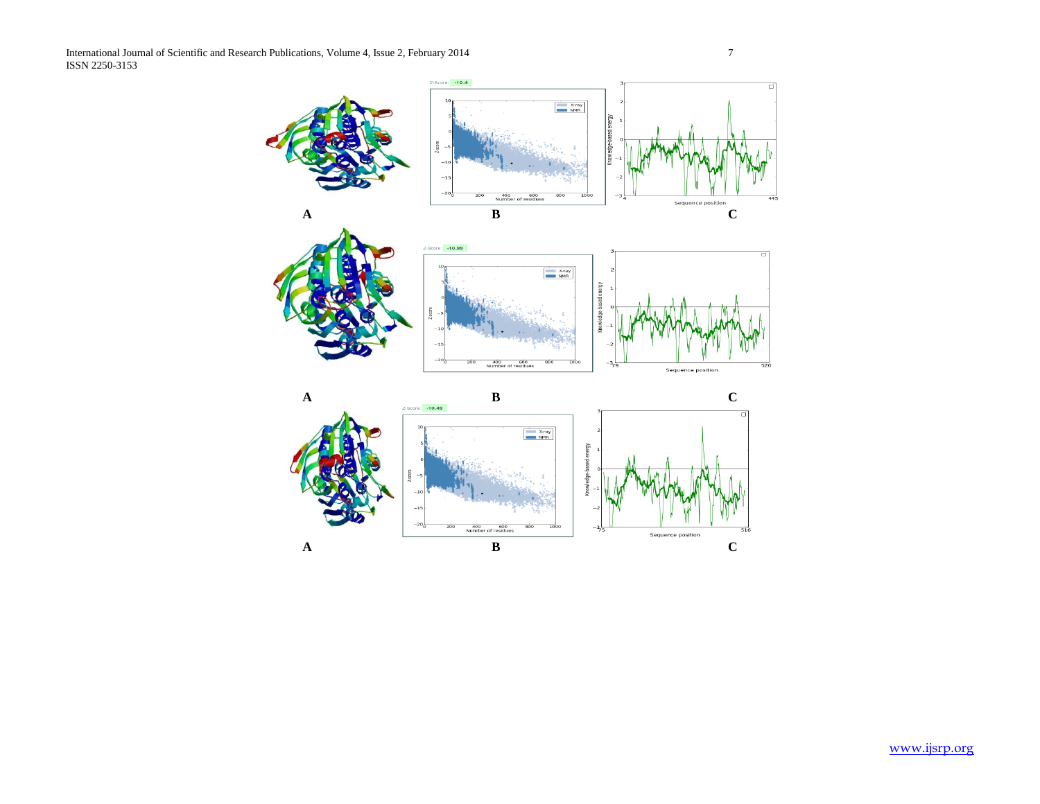A

B

C

A

B

C

A

B

C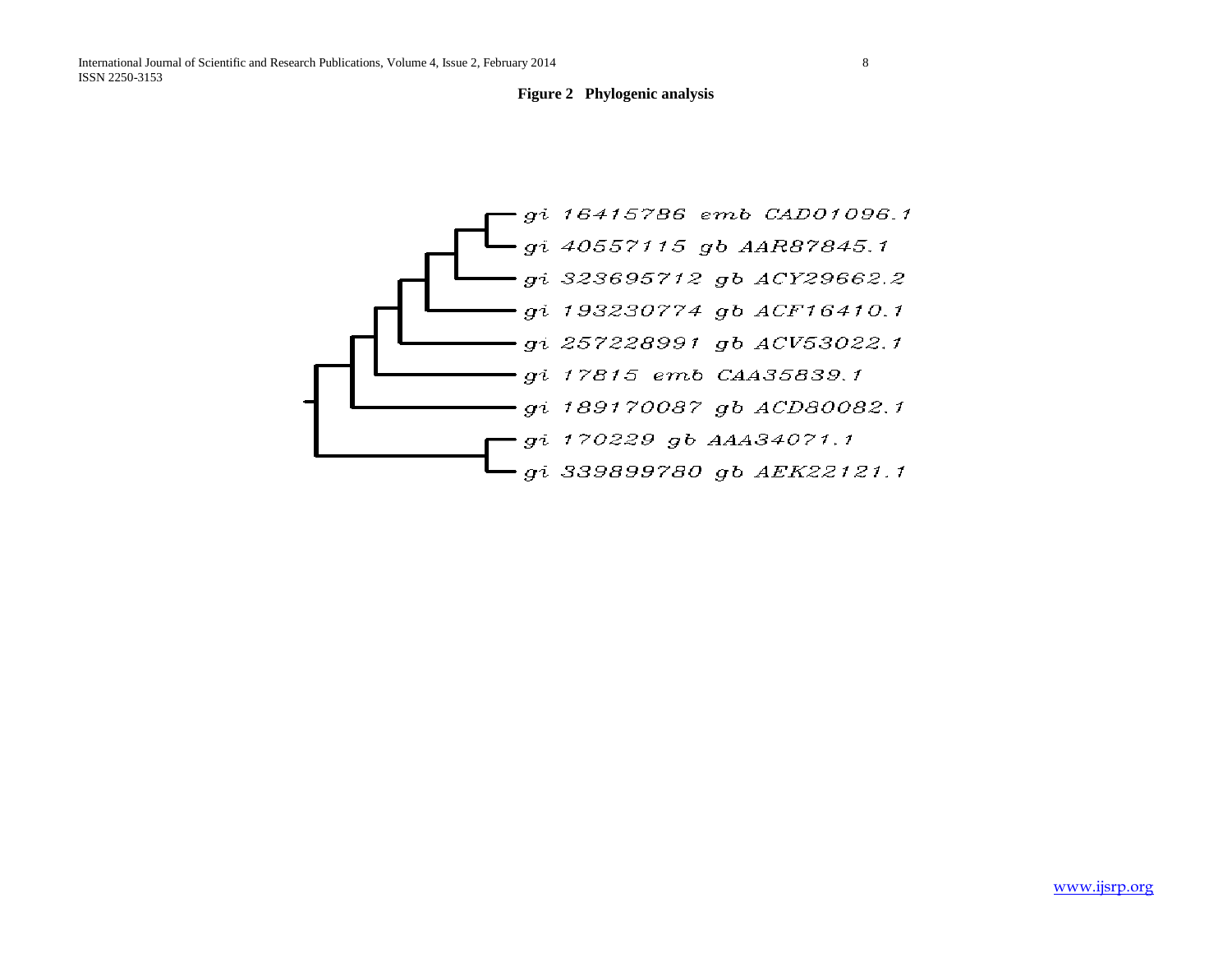**Figure 2 Phylogenic analysis**

gi 16415786 emb CAD01096.1

gi 40557115 gb AAR87845.1

gi 323695712 gb ACY29662.2

gi 193230774 gb ACF16410.1

gi 257228991 gb ACV53022.1

gi 17815 emb CAA35839.1

gi 189170087 gb ACD80082.1

gi 170229 gb AAA34071.1

gi 339899780 gb AEK22121.1